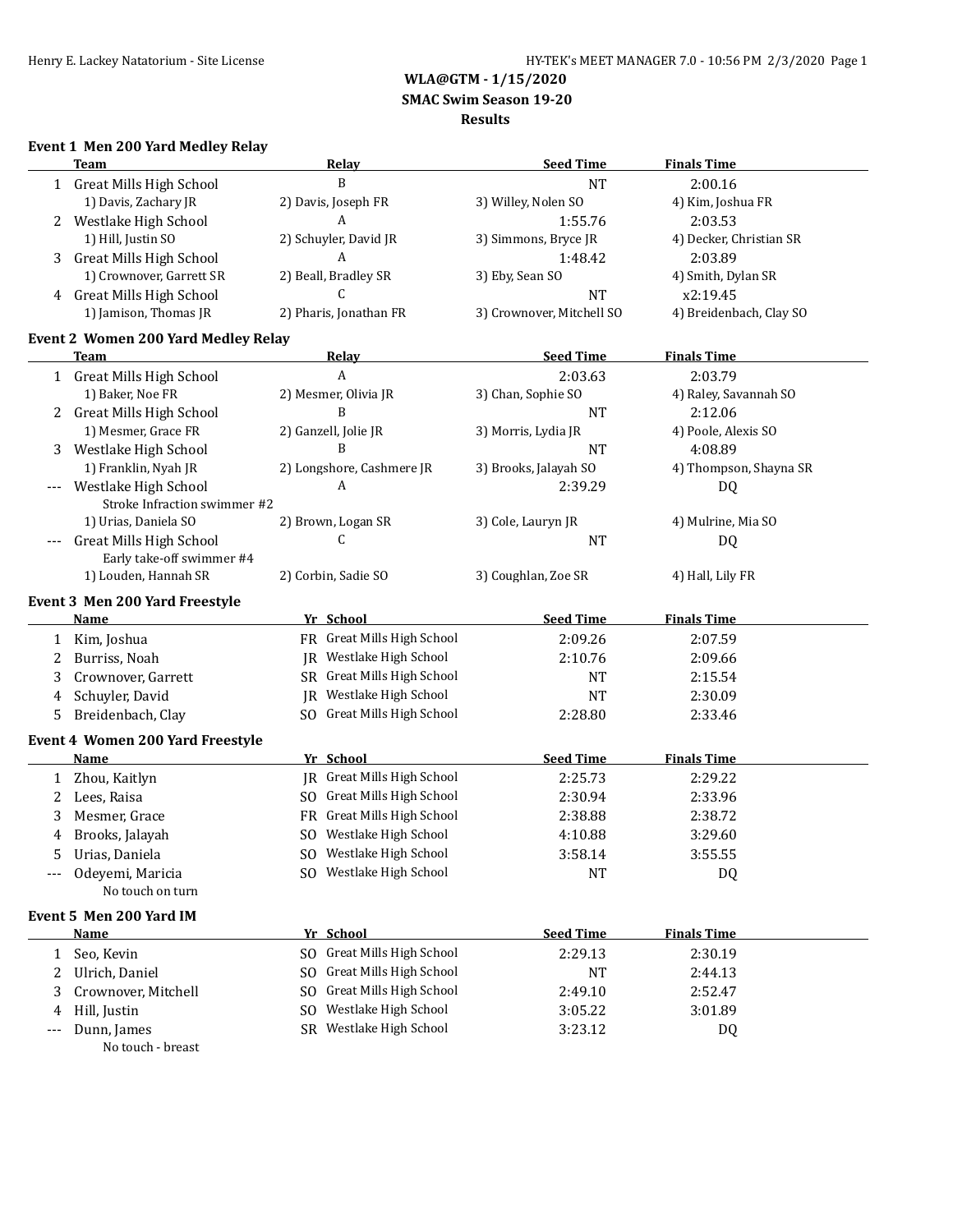# WLA@GTM - 1/15/2020
## SMAC Swim Season 19-20
## Results

### Event 1 Men 200 Yard Medley Relay

| | Team | Relay | Seed Time | Finals Time |
|---|---|---|---|---|
| 1 | Great Mills High School | B | NT | 2:00.16 |
| | 1) Davis, Zachary JR | 2) Davis, Joseph FR | 3) Willey, Nolen SO | 4) Kim, Joshua FR |
| 2 | Westlake High School | A | 1:55.76 | 2:03.53 |
| | 1) Hill, Justin SO | 2) Schuyler, David JR | 3) Simmons, Bryce JR | 4) Decker, Christian SR |
| 3 | Great Mills High School | A | 1:48.42 | 2:03.89 |
| | 1) Crownover, Garrett SR | 2) Beall, Bradley SR | 3) Eby, Sean SO | 4) Smith, Dylan SR |
| 4 | Great Mills High School | C | NT | x2:19.45 |
| | 1) Jamison, Thomas JR | 2) Pharis, Jonathan FR | 3) Crownover, Mitchell SO | 4) Breidenbach, Clay SO |

### Event 2 Women 200 Yard Medley Relay

| | Team | Relay | Seed Time | Finals Time |
|---|---|---|---|---|
| 1 | Great Mills High School | A | 2:03.63 | 2:03.79 |
| | 1) Baker, Noe FR | 2) Mesmer, Olivia JR | 3) Chan, Sophie SO | 4) Raley, Savannah SO |
| 2 | Great Mills High School | B | NT | 2:12.06 |
| | 1) Mesmer, Grace FR | 2) Ganzell, Jolie JR | 3) Morris, Lydia JR | 4) Poole, Alexis SO |
| 3 | Westlake High School | B | NT | 4:08.89 |
| | 1) Franklin, Nyah JR | 2) Longshore, Cashmere JR | 3) Brooks, Jalayah SO | 4) Thompson, Shayna SR |
| --- | Westlake High School | A | 2:39.29 | DQ |
| | Stroke Infraction swimmer #2 | | | |
| | 1) Urias, Daniela SO | 2) Brown, Logan SR | 3) Cole, Lauryn JR | 4) Mulrine, Mia SO |
| --- | Great Mills High School | C | NT | DQ |
| | Early take-off swimmer #4 | | | |
| | 1) Louden, Hannah SR | 2) Corbin, Sadie SO | 3) Coughlan, Zoe SR | 4) Hall, Lily FR |

### Event 3 Men 200 Yard Freestyle

| | Name | Yr | School | Seed Time | Finals Time |
|---|---|---|---|---|---|
| 1 | Kim, Joshua | FR | Great Mills High School | 2:09.26 | 2:07.59 |
| 2 | Burriss, Noah | JR | Westlake High School | 2:10.76 | 2:09.66 |
| 3 | Crownover, Garrett | SR | Great Mills High School | NT | 2:15.54 |
| 4 | Schuyler, David | JR | Westlake High School | NT | 2:30.09 |
| 5 | Breidenbach, Clay | SO | Great Mills High School | 2:28.80 | 2:33.46 |

### Event 4 Women 200 Yard Freestyle

| | Name | Yr | School | Seed Time | Finals Time |
|---|---|---|---|---|---|
| 1 | Zhou, Kaitlyn | JR | Great Mills High School | 2:25.73 | 2:29.22 |
| 2 | Lees, Raisa | SO | Great Mills High School | 2:30.94 | 2:33.96 |
| 3 | Mesmer, Grace | FR | Great Mills High School | 2:38.88 | 2:38.72 |
| 4 | Brooks, Jalayah | SO | Westlake High School | 4:10.88 | 3:29.60 |
| 5 | Urias, Daniela | SO | Westlake High School | 3:58.14 | 3:55.55 |
| --- | Odeyemi, Maricia | SO | Westlake High School | NT | DQ |
| | No touch on turn | | | | |

### Event 5 Men 200 Yard IM

| | Name | Yr | School | Seed Time | Finals Time |
|---|---|---|---|---|---|
| 1 | Seo, Kevin | SO | Great Mills High School | 2:29.13 | 2:30.19 |
| 2 | Ulrich, Daniel | SO | Great Mills High School | NT | 2:44.13 |
| 3 | Crownover, Mitchell | SO | Great Mills High School | 2:49.10 | 2:52.47 |
| 4 | Hill, Justin | SO | Westlake High School | 3:05.22 | 3:01.89 |
| --- | Dunn, James | SR | Westlake High School | 3:23.12 | DQ |
| | No touch - breast | | | | |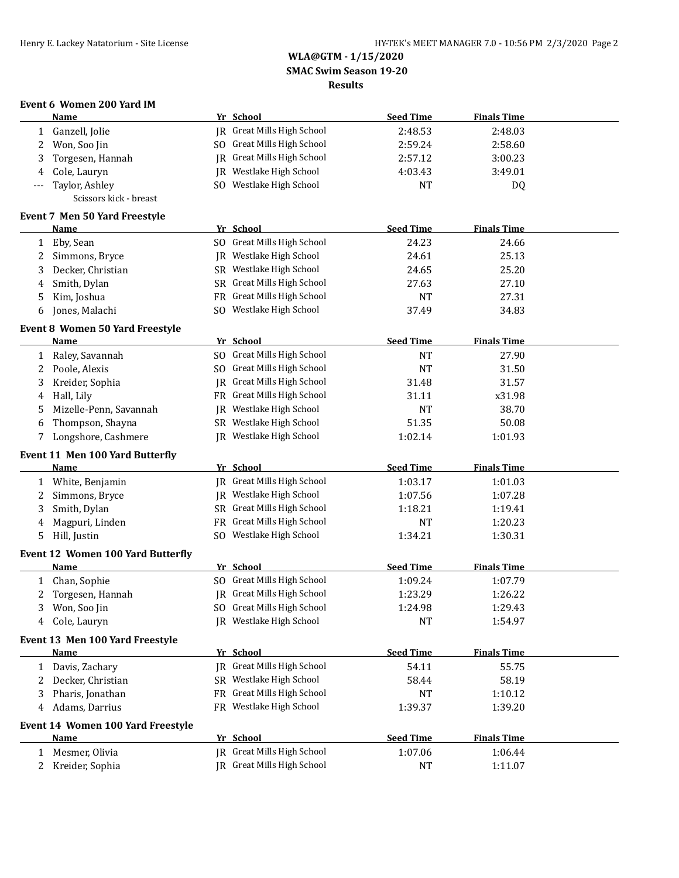**WLA@GTM - 1/15/2020**
**SMAC Swim Season 19-20**
**Results**

### Event 6 Women 200 Yard IM

| | Name | Yr | School | Seed Time | Finals Time |
|---|---|---|---|---|---|
| 1 | Ganzell, Jolie | JR | Great Mills High School | 2:48.53 | 2:48.03 |
| 2 | Won, Soo Jin | SO | Great Mills High School | 2:59.24 | 2:58.60 |
| 3 | Torgesen, Hannah | JR | Great Mills High School | 2:57.12 | 3:00.23 |
| 4 | Cole, Lauryn | JR | Westlake High School | 4:03.43 | 3:49.01 |
| --- | Taylor, Ashley | SO | Westlake High School | NT | DQ |
| | Scissors kick - breast | | | | |

### Event 7 Men 50 Yard Freestyle

| | Name | Yr | School | Seed Time | Finals Time |
|---|---|---|---|---|---|
| 1 | Eby, Sean | SO | Great Mills High School | 24.23 | 24.66 |
| 2 | Simmons, Bryce | JR | Westlake High School | 24.61 | 25.13 |
| 3 | Decker, Christian | SR | Westlake High School | 24.65 | 25.20 |
| 4 | Smith, Dylan | SR | Great Mills High School | 27.63 | 27.10 |
| 5 | Kim, Joshua | FR | Great Mills High School | NT | 27.31 |
| 6 | Jones, Malachi | SO | Westlake High School | 37.49 | 34.83 |

### Event 8 Women 50 Yard Freestyle

| | Name | Yr | School | Seed Time | Finals Time |
|---|---|---|---|---|---|
| 1 | Raley, Savannah | SO | Great Mills High School | NT | 27.90 |
| 2 | Poole, Alexis | SO | Great Mills High School | NT | 31.50 |
| 3 | Kreider, Sophia | JR | Great Mills High School | 31.48 | 31.57 |
| 4 | Hall, Lily | FR | Great Mills High School | 31.11 | x31.98 |
| 5 | Mizelle-Penn, Savannah | JR | Westlake High School | NT | 38.70 |
| 6 | Thompson, Shayna | SR | Westlake High School | 51.35 | 50.08 |
| 7 | Longshore, Cashmere | JR | Westlake High School | 1:02.14 | 1:01.93 |

### Event 11 Men 100 Yard Butterfly

| | Name | Yr | School | Seed Time | Finals Time |
|---|---|---|---|---|---|
| 1 | White, Benjamin | JR | Great Mills High School | 1:03.17 | 1:01.03 |
| 2 | Simmons, Bryce | JR | Westlake High School | 1:07.56 | 1:07.28 |
| 3 | Smith, Dylan | SR | Great Mills High School | 1:18.21 | 1:19.41 |
| 4 | Magpuri, Linden | FR | Great Mills High School | NT | 1:20.23 |
| 5 | Hill, Justin | SO | Westlake High School | 1:34.21 | 1:30.31 |

### Event 12 Women 100 Yard Butterfly

| | Name | Yr | School | Seed Time | Finals Time |
|---|---|---|---|---|---|
| 1 | Chan, Sophie | SO | Great Mills High School | 1:09.24 | 1:07.79 |
| 2 | Torgesen, Hannah | JR | Great Mills High School | 1:23.29 | 1:26.22 |
| 3 | Won, Soo Jin | SO | Great Mills High School | 1:24.98 | 1:29.43 |
| 4 | Cole, Lauryn | JR | Westlake High School | NT | 1:54.97 |

### Event 13 Men 100 Yard Freestyle

| | Name | Yr | School | Seed Time | Finals Time |
|---|---|---|---|---|---|
| 1 | Davis, Zachary | JR | Great Mills High School | 54.11 | 55.75 |
| 2 | Decker, Christian | SR | Westlake High School | 58.44 | 58.19 |
| 3 | Pharis, Jonathan | FR | Great Mills High School | NT | 1:10.12 |
| 4 | Adams, Darrius | FR | Westlake High School | 1:39.37 | 1:39.20 |

### Event 14 Women 100 Yard Freestyle

| | Name | Yr | School | Seed Time | Finals Time |
|---|---|---|---|---|---|
| 1 | Mesmer, Olivia | JR | Great Mills High School | 1:07.06 | 1:06.44 |
| 2 | Kreider, Sophia | JR | Great Mills High School | NT | 1:11.07 |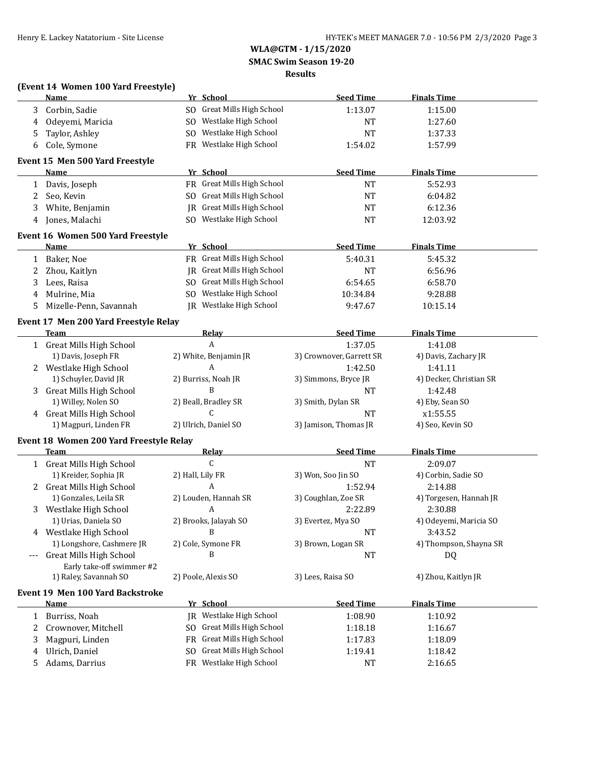# WLA@GTM - 1/15/2020

**SMAC Swim Season 19-20**

**Results**

### (Event 14 Women 100 Yard Freestyle)

| | Name | Yr | School | Seed Time | Finals Time |
|---|---|---|---|---|---|
| 3 | Corbin, Sadie | SO | Great Mills High School | 1:13.07 | 1:15.00 |
| 4 | Odeyemi, Maricia | SO | Westlake High School | NT | 1:27.60 |
| 5 | Taylor, Ashley | SO | Westlake High School | NT | 1:37.33 |
| 6 | Cole, Symone | FR | Westlake High School | 1:54.02 | 1:57.99 |

### Event 15 Men 500 Yard Freestyle

| | Name | Yr | School | Seed Time | Finals Time |
|---|---|---|---|---|---|
| 1 | Davis, Joseph | FR | Great Mills High School | NT | 5:52.93 |
| 2 | Seo, Kevin | SO | Great Mills High School | NT | 6:04.82 |
| 3 | White, Benjamin | JR | Great Mills High School | NT | 6:12.36 |
| 4 | Jones, Malachi | SO | Westlake High School | NT | 12:03.92 |

### Event 16 Women 500 Yard Freestyle

| | Name | Yr | School | Seed Time | Finals Time |
|---|---|---|---|---|---|
| 1 | Baker, Noe | FR | Great Mills High School | 5:40.31 | 5:45.32 |
| 2 | Zhou, Kaitlyn | JR | Great Mills High School | NT | 6:56.96 |
| 3 | Lees, Raisa | SO | Great Mills High School | 6:54.65 | 6:58.70 |
| 4 | Mulrine, Mia | SO | Westlake High School | 10:34.84 | 9:28.88 |
| 5 | Mizelle-Penn, Savannah | JR | Westlake High School | 9:47.67 | 10:15.14 |

### Event 17 Men 200 Yard Freestyle Relay

| | Team | Relay | Seed Time | Finals Time |
|---|---|---|---|---|
| 1 | Great Mills High School | A | 1:37.05 | 1:41.08 |
| | 1) Davis, Joseph FR | 2) White, Benjamin JR | 3) Crownover, Garrett SR | 4) Davis, Zachary JR |
| 2 | Westlake High School | A | 1:42.50 | 1:41.11 |
| | 1) Schuyler, David JR | 2) Burriss, Noah JR | 3) Simmons, Bryce JR | 4) Decker, Christian SR |
| 3 | Great Mills High School | B | NT | 1:42.48 |
| | 1) Willey, Nolen SO | 2) Beall, Bradley SR | 3) Smith, Dylan SR | 4) Eby, Sean SO |
| 4 | Great Mills High School | C | NT | x1:55.55 |
| | 1) Magpuri, Linden FR | 2) Ulrich, Daniel SO | 3) Jamison, Thomas JR | 4) Seo, Kevin SO |

### Event 18 Women 200 Yard Freestyle Relay

| | Team | Relay | Seed Time | Finals Time |
|---|---|---|---|---|
| 1 | Great Mills High School | C | NT | 2:09.07 |
| | 1) Kreider, Sophia JR | 2) Hall, Lily FR | 3) Won, Soo Jin SO | 4) Corbin, Sadie SO |
| 2 | Great Mills High School | A | 1:52.94 | 2:14.88 |
| | 1) Gonzales, Leila SR | 2) Louden, Hannah SR | 3) Coughlan, Zoe SR | 4) Torgesen, Hannah JR |
| 3 | Westlake High School | A | 2:22.89 | 2:30.88 |
| | 1) Urias, Daniela SO | 2) Brooks, Jalayah SO | 3) Evertez, Mya SO | 4) Odeyemi, Maricia SO |
| 4 | Westlake High School | B | NT | 3:43.52 |
| | 1) Longshore, Cashmere JR | 2) Cole, Symone FR | 3) Brown, Logan SR | 4) Thompson, Shayna SR |
| --- | Great Mills High School | B | NT | DQ |
| | Early take-off swimmer #2 | | | |
| | 1) Raley, Savannah SO | 2) Poole, Alexis SO | 3) Lees, Raisa SO | 4) Zhou, Kaitlyn JR |

### Event 19 Men 100 Yard Backstroke

| | Name | Yr | School | Seed Time | Finals Time |
|---|---|---|---|---|---|
| 1 | Burriss, Noah | JR | Westlake High School | 1:08.90 | 1:10.92 |
| 2 | Crownover, Mitchell | SO | Great Mills High School | 1:18.18 | 1:16.67 |
| 3 | Magpuri, Linden | FR | Great Mills High School | 1:17.83 | 1:18.09 |
| 4 | Ulrich, Daniel | SO | Great Mills High School | 1:19.41 | 1:18.42 |
| 5 | Adams, Darrius | FR | Westlake High School | NT | 2:16.65 |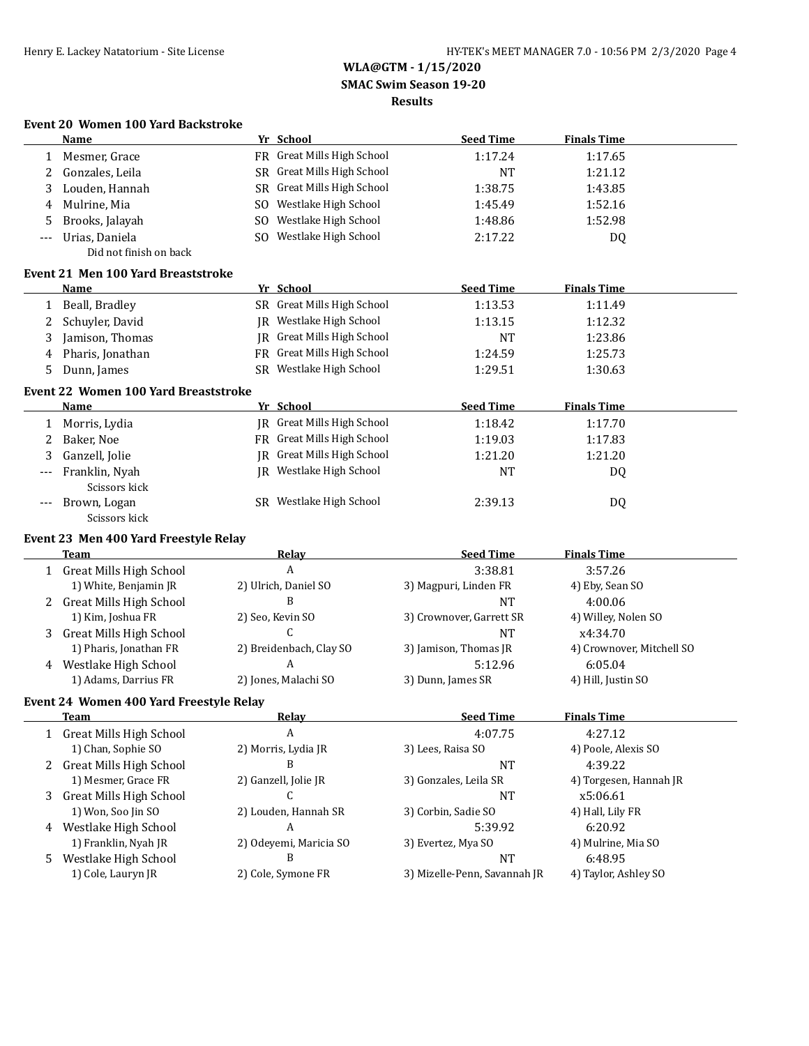# WLA@GTM - 1/15/2020
## SMAC Swim Season 19-20
### Results

**Event 20 Women 100 Yard Backstroke**

| | Name | Yr | School | Seed Time | Finals Time |
|---|---|---|---|---|---|
| 1 | Mesmer, Grace | FR | Great Mills High School | 1:17.24 | 1:17.65 |
| 2 | Gonzales, Leila | SR | Great Mills High School | NT | 1:21.12 |
| 3 | Louden, Hannah | SR | Great Mills High School | 1:38.75 | 1:43.85 |
| 4 | Mulrine, Mia | SO | Westlake High School | 1:45.49 | 1:52.16 |
| 5 | Brooks, Jalayah | SO | Westlake High School | 1:48.86 | 1:52.98 |
| --- | Urias, Daniela | SO | Westlake High School | 2:17.22 | DQ |
| | Did not finish on back | | | | |

**Event 21 Men 100 Yard Breaststroke**

| | Name | Yr | School | Seed Time | Finals Time |
|---|---|---|---|---|---|
| 1 | Beall, Bradley | SR | Great Mills High School | 1:13.53 | 1:11.49 |
| 2 | Schuyler, David | JR | Westlake High School | 1:13.15 | 1:12.32 |
| 3 | Jamison, Thomas | JR | Great Mills High School | NT | 1:23.86 |
| 4 | Pharis, Jonathan | FR | Great Mills High School | 1:24.59 | 1:25.73 |
| 5 | Dunn, James | SR | Westlake High School | 1:29.51 | 1:30.63 |

**Event 22 Women 100 Yard Breaststroke**

| | Name | Yr | School | Seed Time | Finals Time |
|---|---|---|---|---|---|
| 1 | Morris, Lydia | JR | Great Mills High School | 1:18.42 | 1:17.70 |
| 2 | Baker, Noe | FR | Great Mills High School | 1:19.03 | 1:17.83 |
| 3 | Ganzell, Jolie | JR | Great Mills High School | 1:21.20 | 1:21.20 |
| --- | Franklin, Nyah | JR | Westlake High School | NT | DQ |
| | Scissors kick | | | | |
| --- | Brown, Logan | SR | Westlake High School | 2:39.13 | DQ |
| | Scissors kick | | | | |

**Event 23 Men 400 Yard Freestyle Relay**

| | Team | Relay | Seed Time | Finals Time |
|---|---|---|---|---|
| 1 | Great Mills High School | A | 3:38.81 | 3:57.26 |
| | 1) White, Benjamin JR | 2) Ulrich, Daniel SO | 3) Magpuri, Linden FR | 4) Eby, Sean SO |
| 2 | Great Mills High School | B | NT | 4:00.06 |
| | 1) Kim, Joshua FR | 2) Seo, Kevin SO | 3) Crownover, Garrett SR | 4) Willey, Nolen SO |
| 3 | Great Mills High School | C | NT | x4:34.70 |
| | 1) Pharis, Jonathan FR | 2) Breidenbach, Clay SO | 3) Jamison, Thomas JR | 4) Crownover, Mitchell SO |
| 4 | Westlake High School | A | 5:12.96 | 6:05.04 |
| | 1) Adams, Darrius FR | 2) Jones, Malachi SO | 3) Dunn, James SR | 4) Hill, Justin SO |

**Event 24 Women 400 Yard Freestyle Relay**

| | Team | Relay | Seed Time | Finals Time |
|---|---|---|---|---|
| 1 | Great Mills High School | A | 4:07.75 | 4:27.12 |
| | 1) Chan, Sophie SO | 2) Morris, Lydia JR | 3) Lees, Raisa SO | 4) Poole, Alexis SO |
| 2 | Great Mills High School | B | NT | 4:39.22 |
| | 1) Mesmer, Grace FR | 2) Ganzell, Jolie JR | 3) Gonzales, Leila SR | 4) Torgesen, Hannah JR |
| 3 | Great Mills High School | C | NT | x5:06.61 |
| | 1) Won, Soo Jin SO | 2) Louden, Hannah SR | 3) Corbin, Sadie SO | 4) Hall, Lily FR |
| 4 | Westlake High School | A | 5:39.92 | 6:20.92 |
| | 1) Franklin, Nyah JR | 2) Odeyemi, Maricia SO | 3) Evertez, Mya SO | 4) Mulrine, Mia SO |
| 5 | Westlake High School | B | NT | 6:48.95 |
| | 1) Cole, Lauryn JR | 2) Cole, Symone FR | 3) Mizelle-Penn, Savannah JR | 4) Taylor, Ashley SO |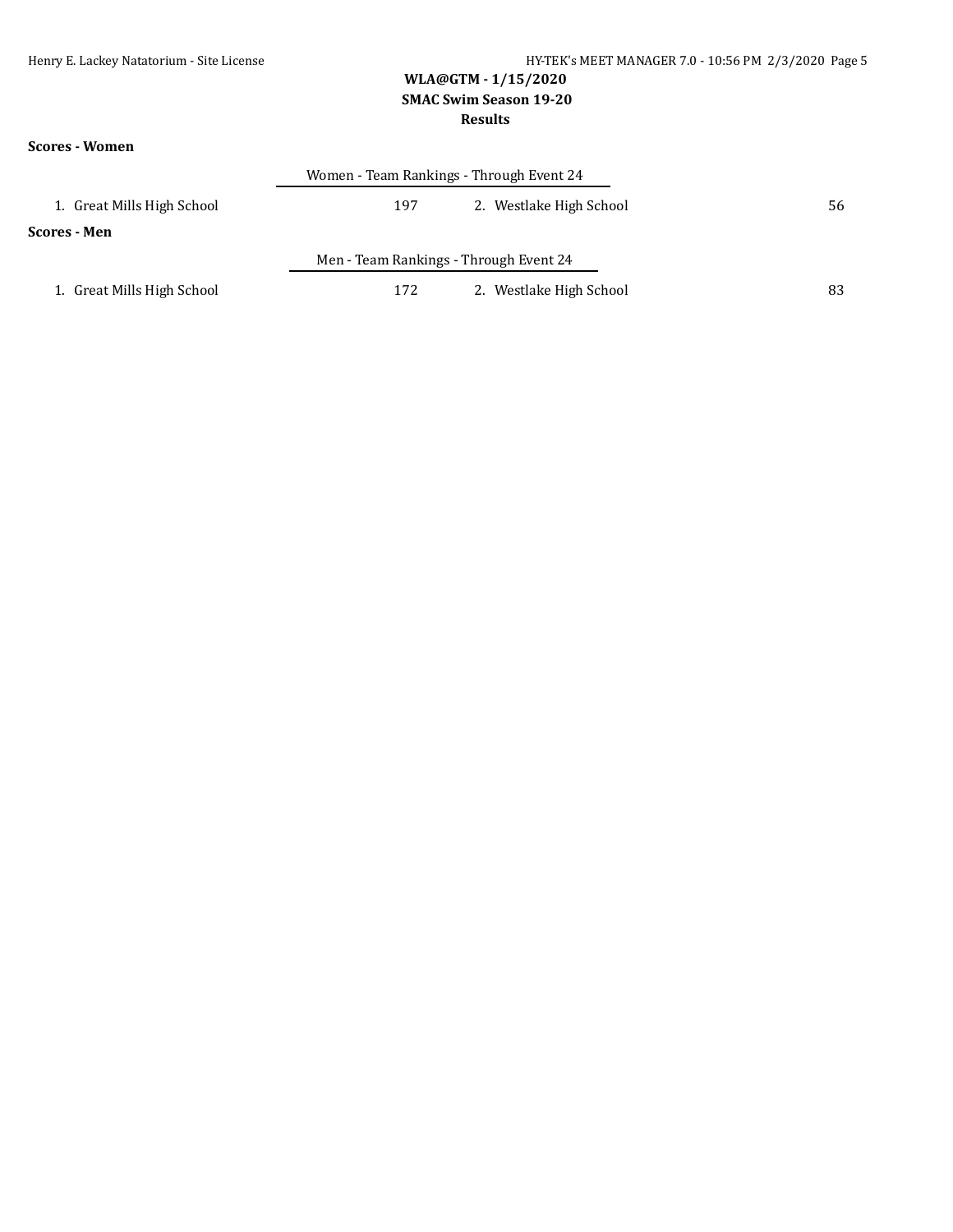# WLA@GTM - 1/15/2020

## SMAC Swim Season 19-20

## Results

### Scores - Women

Women - Team Rankings - Through Event 24

| | | | |
|---|---|---|---|
| 1. Great Mills High School | 197 | 2. Westlake High School | 56 |

### Scores - Men

Men - Team Rankings - Through Event 24

| | | | |
|---|---|---|---|
| 1. Great Mills High School | 172 | 2. Westlake High School | 83 |